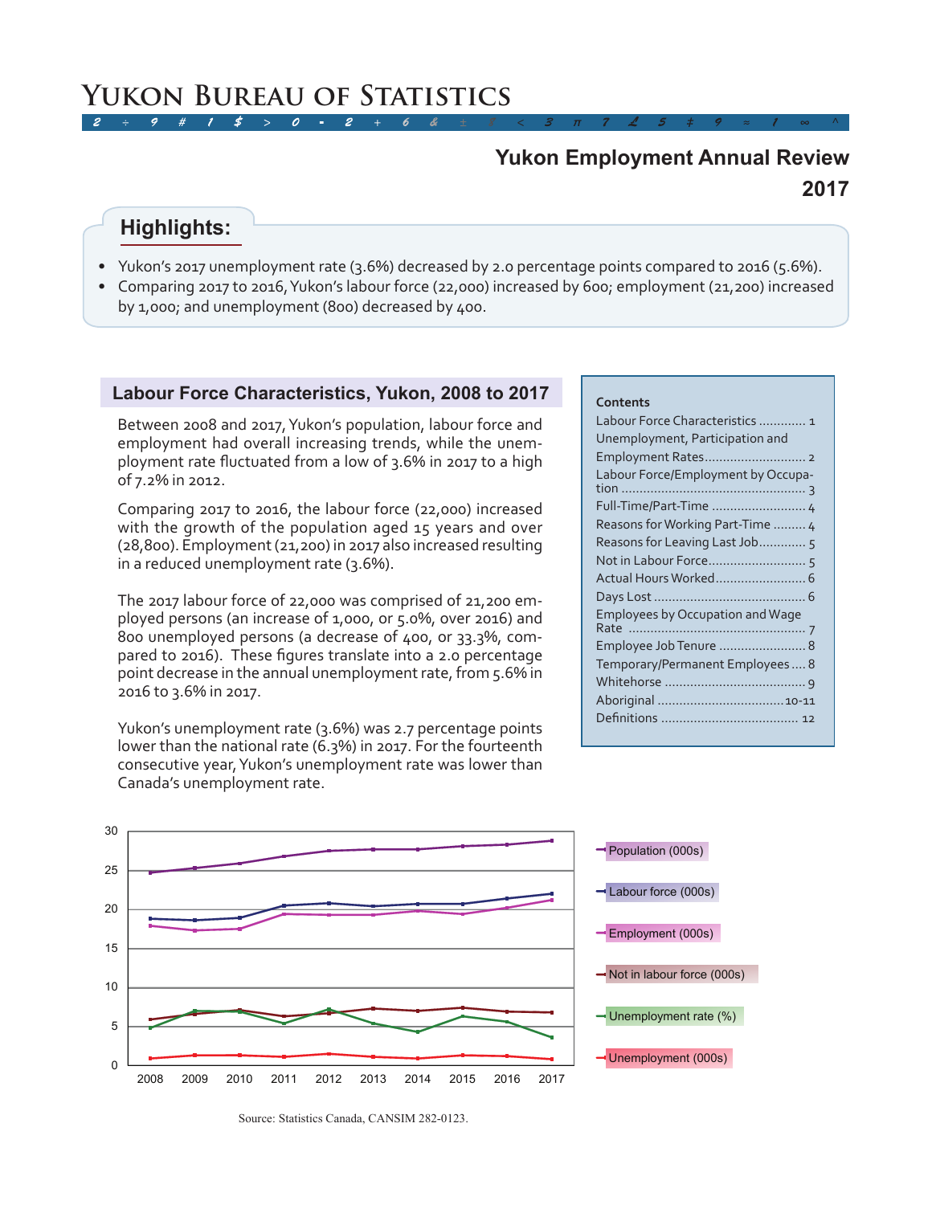# Yukon Bureau of Statistics

## Yukon Employment Annual Review 2017

### Highlights:

- Yukon's 2017 unemployment rate (3.6%) decreased by 2.0 percentage points compared to 2016 (5.6%).
- Comparing 2017 to 2016, Yukon's labour force (22,000) increased by 600; employment (21,200) increased by 1,000; and unemployment (800) decreased by 400.

**Contents**

- Labour Force Characteristics ............. 1
- Unemployment, Participation and Employment Rates ............................ 2
- Labour Force/Employment by Occupation .................................................. 3
- Full-Time/Part-Time .......................... 4
- Reasons for Working Part-Time ......... 4
- Reasons for Leaving Last Job ............ 5
- Not in Labour Force ........................... 5
- Actual Hours Worked ......................... 6
- Days Lost .......................................... 6
- Employees by Occupation and Wage Rate ................................................ 7
- Employee Job Tenure ........................ 8
- Temporary/Permanent Employees .... 8
- Whitehorse ...................................... 9
- Aboriginal .................................. 10-11
- Definitions ...................................... 12

## Labour Force Characteristics, Yukon, 2008 to 2017

Between 2008 and 2017, Yukon's population, labour force and employment had overall increasing trends, while the unemployment rate fluctuated from a low of 3.6% in 2017 to a high of 7.2% in 2012.

Comparing 2017 to 2016, the labour force (22,000) increased with the growth of the population aged 15 years and over (28,800). Employment (21,200) in 2017 also increased resulting in a reduced unemployment rate (3.6%).

The 2017 labour force of 22,000 was comprised of 21,200 employed persons (an increase of 1,000, or 5.0%, over 2016) and 800 unemployed persons (a decrease of 400, or 33.3%, compared to 2016). These figures translate into a 2.0 percentage point decrease in the annual unemployment rate, from 5.6% in 2016 to 3.6% in 2017.

Yukon's unemployment rate (3.6%) was 2.7 percentage points lower than the national rate (6.3%) in 2017. For the fourteenth consecutive year, Yukon's unemployment rate was lower than Canada's unemployment rate.

Source: Statistics Canada, CANSIM 282-0123.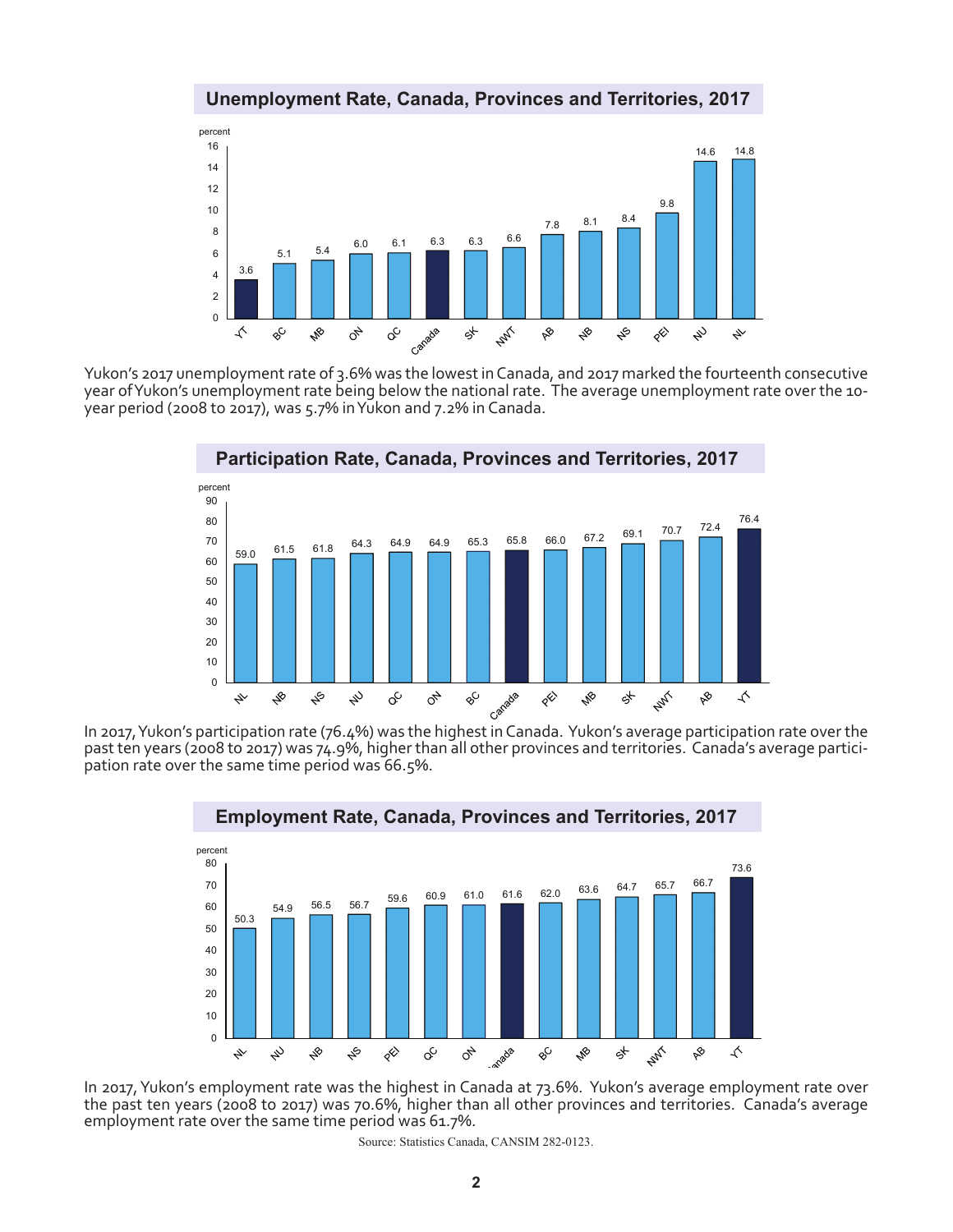## Unemployment Rate, Canada, Provinces and Territories, 2017

| Jurisdiction | percent |
|---|---|
| YT | 3.6 |
| BC | 5.1 |
| MB | 5.4 |
| ON | 6.0 |
| QC | 6.1 |
| Canada | 6.3 |
| SK | 6.3 |
| NWT | 6.6 |
| AB | 7.8 |
| NB | 8.1 |
| NS | 8.4 |
| PEI | 9.8 |
| NU | 14.6 |
| NL | 14.8 |

Yukon's 2017 unemployment rate of 3.6% was the lowest in Canada, and 2017 marked the fourteenth consecutive year of Yukon's unemployment rate being below the national rate. The average unemployment rate over the 10-year period (2008 to 2017), was 5.7% in Yukon and 7.2% in Canada.

## Participation Rate, Canada, Provinces and Territories, 2017

| Jurisdiction | percent |
|---|---|
| NL | 59.0 |
| NB | 61.5 |
| NS | 61.8 |
| NU | 64.3 |
| QC | 64.9 |
| ON | 64.9 |
| BC | 65.3 |
| Canada | 65.8 |
| PEI | 66.0 |
| MB | 67.2 |
| SK | 69.1 |
| NWT | 70.7 |
| AB | 72.4 |
| YT | 76.4 |

In 2017, Yukon's participation rate (76.4%) was the highest in Canada. Yukon's average participation rate over the past ten years (2008 to 2017) was 74.9%, higher than all other provinces and territories. Canada's average participation rate over the same time period was 66.5%.

## Employment Rate, Canada, Provinces and Territories, 2017

| Jurisdiction | percent |
|---|---|
| NL | 50.3 |
| NU | 54.9 |
| NB | 56.5 |
| NS | 56.7 |
| PEI | 59.6 |
| QC | 60.9 |
| ON | 61.0 |
| Canada | 61.6 |
| BC | 62.0 |
| MB | 63.6 |
| SK | 64.7 |
| NWT | 65.7 |
| AB | 66.7 |
| YT | 73.6 |

In 2017, Yukon's employment rate was the highest in Canada at 73.6%. Yukon's average employment rate over the past ten years (2008 to 2017) was 70.6%, higher than all other provinces and territories. Canada's average employment rate over the same time period was 61.7%.

Source: Statistics Canada, CANSIM 282-0123.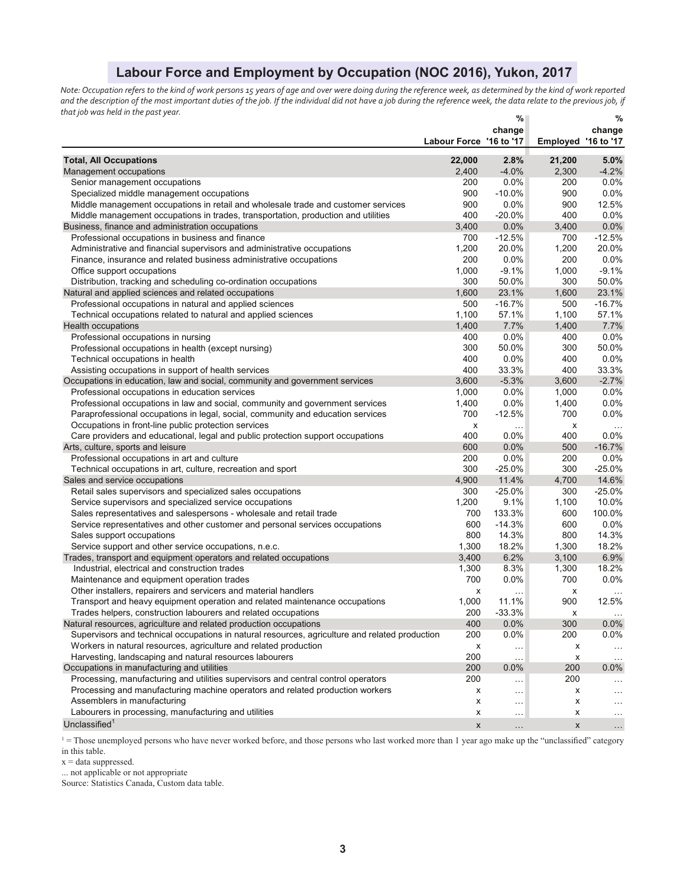## Labour Force and Employment by Occupation (NOC 2016), Yukon, 2017

*Note: Occupation refers to the kind of work persons 15 years of age and over were doing during the reference week, as determined by the kind of work reported and the description of the most important duties of the job. If the individual did not have a job during the reference week, the data relate to the previous job, if that job was held in the past year.*

| | Labour Force | % change '16 to '17 | Employed | % change '16 to '17 |
|---|---|---|---|---|
| **Total, All Occupations** | **22,000** | **2.8%** | **21,200** | **5.0%** |
| Management occupations | 2,400 | -4.0% | 2,300 | -4.2% |
| Senior management occupations | 200 | 0.0% | 200 | 0.0% |
| Specialized middle management occupations | 900 | -10.0% | 900 | 0.0% |
| Middle management occupations in retail and wholesale trade and customer services | 900 | 0.0% | 900 | 12.5% |
| Middle management occupations in trades, transportation, production and utilities | 400 | -20.0% | 400 | 0.0% |
| Business, finance and administration occupations | 3,400 | 0.0% | 3,400 | 0.0% |
| Professional occupations in business and finance | 700 | -12.5% | 700 | -12.5% |
| Administrative and financial supervisors and administrative occupations | 1,200 | 20.0% | 1,200 | 20.0% |
| Finance, insurance and related business administrative occupations | 200 | 0.0% | 200 | 0.0% |
| Office support occupations | 1,000 | -9.1% | 1,000 | -9.1% |
| Distribution, tracking and scheduling co-ordination occupations | 300 | 50.0% | 300 | 50.0% |
| Natural and applied sciences and related occupations | 1,600 | 23.1% | 1,600 | 23.1% |
| Professional occupations in natural and applied sciences | 500 | -16.7% | 500 | -16.7% |
| Technical occupations related to natural and applied sciences | 1,100 | 57.1% | 1,100 | 57.1% |
| Health occupations | 1,400 | 7.7% | 1,400 | 7.7% |
| Professional occupations in nursing | 400 | 0.0% | 400 | 0.0% |
| Professional occupations in health (except nursing) | 300 | 50.0% | 300 | 50.0% |
| Technical occupations in health | 400 | 0.0% | 400 | 0.0% |
| Assisting occupations in support of health services | 400 | 33.3% | 400 | 33.3% |
| Occupations in education, law and social, community and government services | 3,600 | -5.3% | 3,600 | -2.7% |
| Professional occupations in education services | 1,000 | 0.0% | 1,000 | 0.0% |
| Professional occupations in law and social, community and government services | 1,400 | 0.0% | 1,400 | 0.0% |
| Paraprofessional occupations in legal, social, community and education services | 700 | -12.5% | 700 | 0.0% |
| Occupations in front-line public protection services | x | ... | x | ... |
| Care providers and educational, legal and public protection support occupations | 400 | 0.0% | 400 | 0.0% |
| Arts, culture, sports and leisure | 600 | 0.0% | 500 | -16.7% |
| Professional occupations in art and culture | 200 | 0.0% | 200 | 0.0% |
| Technical occupations in art, culture, recreation and sport | 300 | -25.0% | 300 | -25.0% |
| Sales and service occupations | 4,900 | 11.4% | 4,700 | 14.6% |
| Retail sales supervisors and specialized sales occupations | 300 | -25.0% | 300 | -25.0% |
| Service supervisors and specialized service occupations | 1,200 | 9.1% | 1,100 | 10.0% |
| Sales representatives and salespersons - wholesale and retail trade | 700 | 133.3% | 600 | 100.0% |
| Service representatives and other customer and personal services occupations | 600 | -14.3% | 600 | 0.0% |
| Sales support occupations | 800 | 14.3% | 800 | 14.3% |
| Service support and other service occupations, n.e.c. | 1,300 | 18.2% | 1,300 | 18.2% |
| Trades, transport and equipment operators and related occupations | 3,400 | 6.2% | 3,100 | 6.9% |
| Industrial, electrical and construction trades | 1,300 | 8.3% | 1,300 | 18.2% |
| Maintenance and equipment operation trades | 700 | 0.0% | 700 | 0.0% |
| Other installers, repairers and servicers and material handlers | x | ... | x | ... |
| Transport and heavy equipment operation and related maintenance occupations | 1,000 | 11.1% | 900 | 12.5% |
| Trades helpers, construction labourers and related occupations | 200 | -33.3% | x | ... |
| Natural resources, agriculture and related production occupations | 400 | 0.0% | 300 | 0.0% |
| Supervisors and technical occupations in natural resources, agriculture and related production | 200 | 0.0% | 200 | 0.0% |
| Workers in natural resources, agriculture and related production | x | ... | x | ... |
| Harvesting, landscaping and natural resources labourers | 200 | ... | x | ... |
| Occupations in manufacturing and utilities | 200 | 0.0% | 200 | 0.0% |
| Processing, manufacturing and utilities supervisors and central control operators | 200 | ... | 200 | ... |
| Processing and manufacturing machine operators and related production workers | x | ... | x | ... |
| Assemblers in manufacturing | x | ... | x | ... |
| Labourers in processing, manufacturing and utilities | x | ... | x | ... |
| Unclassified[1] | x | ... | x | ... |

[1] = Those unemployed persons who have never worked before, and those persons who last worked more than 1 year ago make up the "unclassified" category in this table.

x = data suppressed.

... not applicable or not appropriate

Source: Statistics Canada, Custom data table.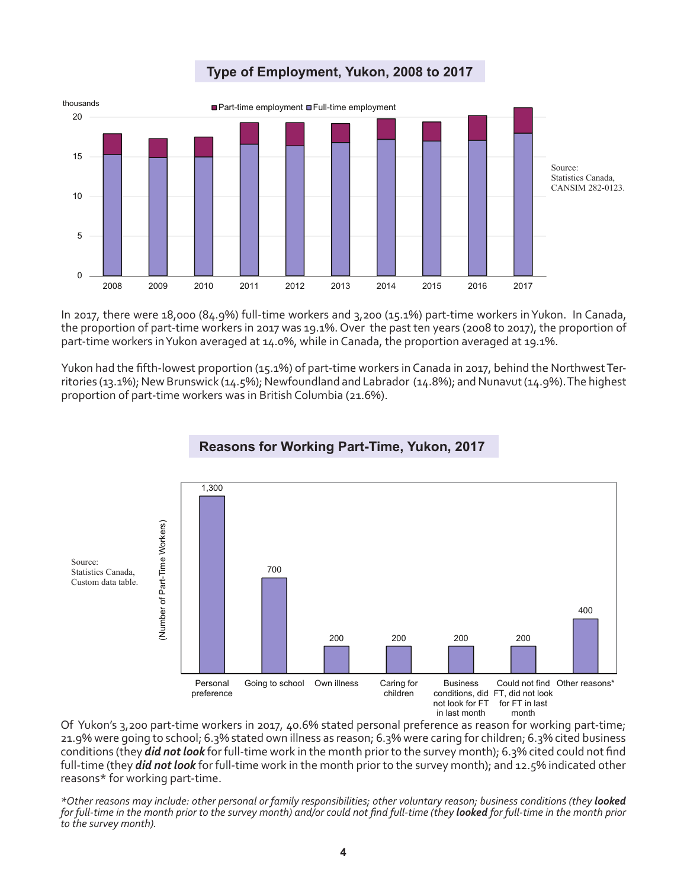## Type of Employment, Yukon, 2008 to 2017

thousands

Part-time employment | Full-time employment

Source: Statistics Canada, CANSIM 282-0123.

In 2017, there were 18,000 (84.9%) full-time workers and 3,200 (15.1%) part-time workers in Yukon. In Canada, the proportion of part-time workers in 2017 was 19.1%. Over the past ten years (2008 to 2017), the proportion of part-time workers in Yukon averaged at 14.0%, while in Canada, the proportion averaged at 19.1%.

Yukon had the fifth-lowest proportion (15.1%) of part-time workers in Canada in 2017, behind the Northwest Territories (13.1%); New Brunswick (14.5%); Newfoundland and Labrador (14.8%); and Nunavut (14.9%). The highest proportion of part-time workers was in British Columbia (21.6%).

## Reasons for Working Part-Time, Yukon, 2017

Source: Statistics Canada, Custom data table.

| Reason | Number of Part-Time Workers |
|---|---|
| Personal preference | 1,300 |
| Going to school | 700 |
| Own illness | 200 |
| Caring for children | 200 |
| Business conditions, did not look for FT in last month | 200 |
| Could not find FT, did not look for FT in last month | 200 |
| Other reasons* | 400 |

Of Yukon's 3,200 part-time workers in 2017, 40.6% stated personal preference as reason for working part-time; 21.9% were going to school; 6.3% stated own illness as reason; 6.3% were caring for children; 6.3% cited business conditions (they ***did not look*** for full-time work in the month prior to the survey month); 6.3% cited could not find full-time (they ***did not look*** for full-time work in the month prior to the survey month); and 12.5% indicated other reasons* for working part-time.

*\*Other reasons may include: other personal or family responsibilities; other voluntary reason; business conditions (they **looked** for full-time in the month prior to the survey month) and/or could not find full-time (they **looked** for full-time in the month prior to the survey month).*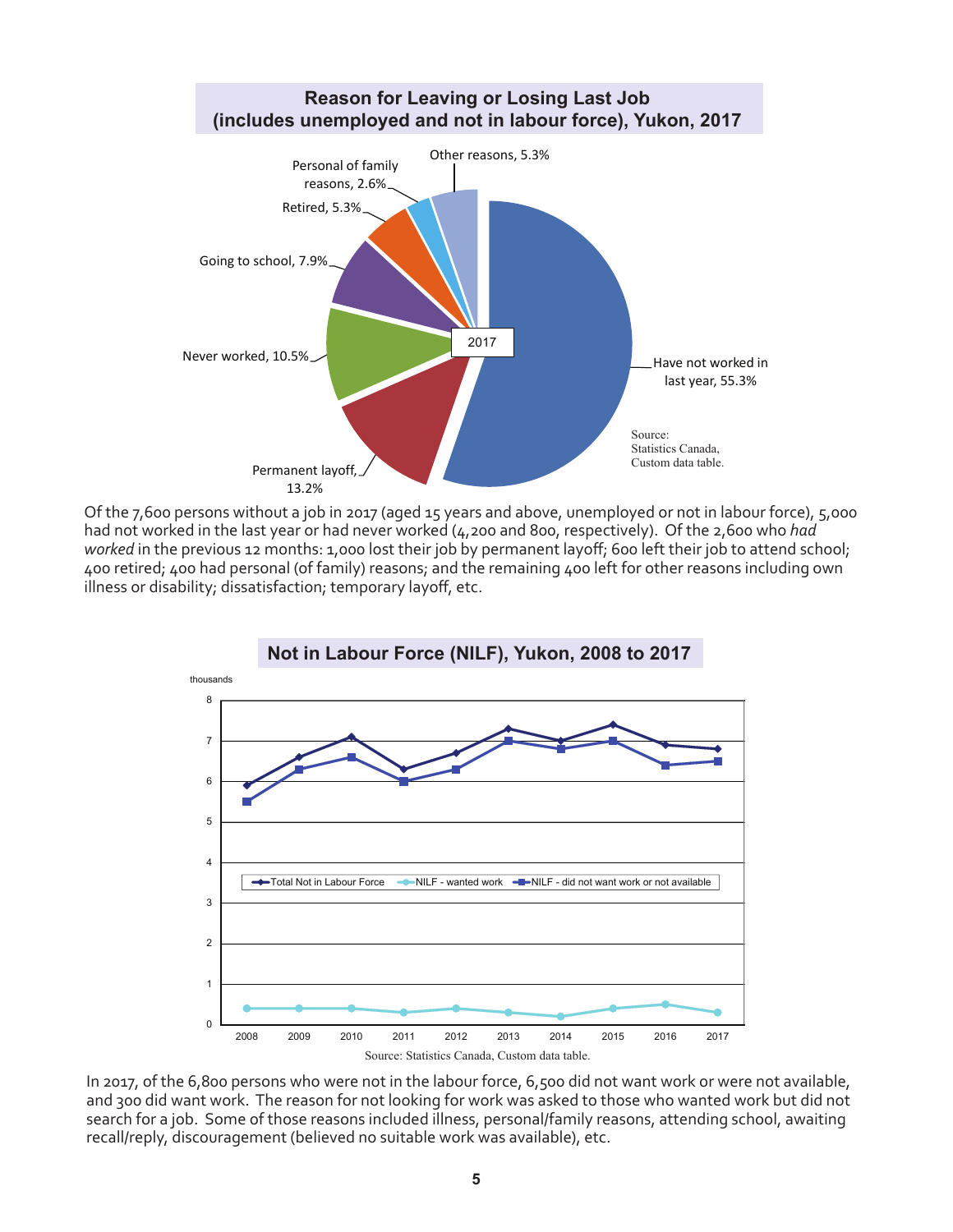## Reason for Leaving or Losing Last Job (includes unemployed and not in labour force), Yukon, 2017

2017

- Have not worked in last year, 55.3%
- Permanent layoff, 13.2%
- Never worked, 10.5%
- Going to school, 7.9%
- Retired, 5.3%
- Personal of family reasons, 2.6%
- Other reasons, 5.3%

Source: Statistics Canada, Custom data table.

Of the 7,600 persons without a job in 2017 (aged 15 years and above, unemployed or not in labour force), 5,000 had not worked in the last year or had never worked (4,200 and 800, respectively). Of the 2,600 who *had worked* in the previous 12 months: 1,000 lost their job by permanent layoff; 600 left their job to attend school; 400 retired; 400 had personal (of family) reasons; and the remaining 400 left for other reasons including own illness or disability; dissatisfaction; temporary layoff, etc.

## Not in Labour Force (NILF), Yukon, 2008 to 2017

thousands

- Total Not in Labour Force
- NILF - wanted work
- NILF - did not want work or not available

Source: Statistics Canada, Custom data table.

In 2017, of the 6,800 persons who were not in the labour force, 6,500 did not want work or were not available, and 300 did want work. The reason for not looking for work was asked to those who wanted work but did not search for a job. Some of those reasons included illness, personal/family reasons, attending school, awaiting recall/reply, discouragement (believed no suitable work was available), etc.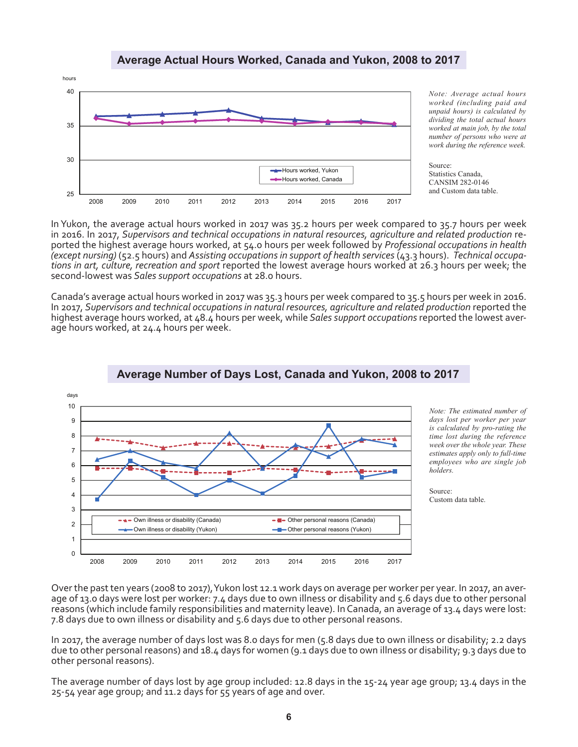## Average Actual Hours Worked, Canada and Yukon, 2008 to 2017

*Note: Average actual hours worked (including paid and unpaid hours) is calculated by dividing the total actual hours worked at main job, by the total number of persons who were at work during the reference week.*

Source:
Statistics Canada,
CANSIM 282-0146
and Custom data table.

In Yukon, the average actual hours worked in 2017 was 35.2 hours per week compared to 35.7 hours per week in 2016. In 2017, *Supervisors and technical occupations in natural resources, agriculture and related production* reported the highest average hours worked, at 54.0 hours per week followed by *Professional occupations in health (except nursing)* (52.5 hours) and *Assisting occupations in support of health services* (43.3 hours). *Technical occupations in art, culture, recreation and sport* reported the lowest average hours worked at 26.3 hours per week; the second-lowest was *Sales support occupations* at 28.0 hours.

Canada's average actual hours worked in 2017 was 35.3 hours per week compared to 35.5 hours per week in 2016. In 2017, *Supervisors and technical occupations in natural resources, agriculture and related production* reported the highest average hours worked, at 48.4 hours per week, while *Sales support occupations* reported the lowest average hours worked, at 24.4 hours per week.

## Average Number of Days Lost, Canada and Yukon, 2008 to 2017

*Note: The estimated number of days lost per worker per year is calculated by pro-rating the time lost during the reference week over the whole year. These estimates apply only to full-time employees who are single job holders.*

Source:
Custom data table.

Over the past ten years (2008 to 2017), Yukon lost 12.1 work days on average per worker per year. In 2017, an average of 13.0 days were lost per worker: 7.4 days due to own illness or disability and 5.6 days due to other personal reasons (which include family responsibilities and maternity leave). In Canada, an average of 13.4 days were lost: 7.8 days due to own illness or disability and 5.6 days due to other personal reasons.

In 2017, the average number of days lost was 8.0 days for men (5.8 days due to own illness or disability; 2.2 days due to other personal reasons) and 18.4 days for women (9.1 days due to own illness or disability; 9.3 days due to other personal reasons).

The average number of days lost by age group included: 12.8 days in the 15-24 year age group; 13.4 days in the 25-54 year age group; and 11.2 days for 55 years of age and over.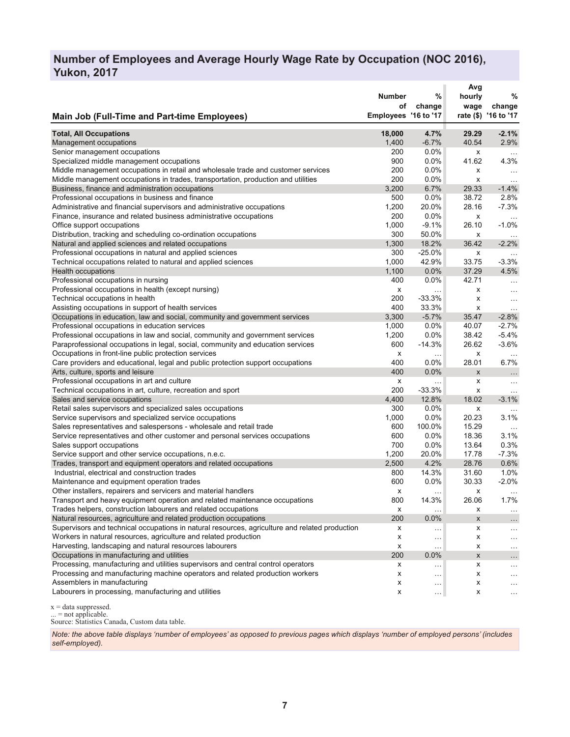## Number of Employees and Average Hourly Wage Rate by Occupation (NOC 2016), Yukon, 2017

| Main Job (Full-Time and Part-time Employees) | Number of Employees | % change '16 to '17 | Avg hourly wage rate ($) | % change '16 to '17 |
|---|---|---|---|---|
| **Total, All Occupations** | **18,000** | **4.7%** | **29.29** | **-2.1%** |
| Management occupations | 1,400 | -6.7% | 40.54 | 2.9% |
| Senior management occupations | 200 | 0.0% | x | … |
| Specialized middle management occupations | 900 | 0.0% | 41.62 | 4.3% |
| Middle management occupations in retail and wholesale trade and customer services | 200 | 0.0% | x | … |
| Middle management occupations in trades, transportation, production and utilities | 200 | 0.0% | x | … |
| Business, finance and administration occupations | 3,200 | 6.7% | 29.33 | -1.4% |
| Professional occupations in business and finance | 500 | 0.0% | 38.72 | 2.8% |
| Administrative and financial supervisors and administrative occupations | 1,200 | 20.0% | 28.16 | -7.3% |
| Finance, insurance and related business administrative occupations | 200 | 0.0% | x | … |
| Office support occupations | 1,000 | -9.1% | 26.10 | -1.0% |
| Distribution, tracking and scheduling co-ordination occupations | 300 | 50.0% | x | … |
| Natural and applied sciences and related occupations | 1,300 | 18.2% | 36.42 | -2.2% |
| Professional occupations in natural and applied sciences | 300 | -25.0% | x | … |
| Technical occupations related to natural and applied sciences | 1,000 | 42.9% | 33.75 | -3.3% |
| Health occupations | 1,100 | 0.0% | 37.29 | 4.5% |
| Professional occupations in nursing | 400 | 0.0% | 42.71 | … |
| Professional occupations in health (except nursing) | x | … | x | … |
| Technical occupations in health | 200 | -33.3% | x | … |
| Assisting occupations in support of health services | 400 | 33.3% | x | … |
| Occupations in education, law and social, community and government services | 3,300 | -5.7% | 35.47 | -2.8% |
| Professional occupations in education services | 1,000 | 0.0% | 40.07 | -2.7% |
| Professional occupations in law and social, community and government services | 1,200 | 0.0% | 38.42 | -5.4% |
| Paraprofessional occupations in legal, social, community and education services | 600 | -14.3% | 26.62 | -3.6% |
| Occupations in front-line public protection services | x | … | x | … |
| Care providers and educational, legal and public protection support occupations | 400 | 0.0% | 28.01 | 6.7% |
| Arts, culture, sports and leisure | 400 | 0.0% | x | … |
| Professional occupations in art and culture | x | … | x | … |
| Technical occupations in art, culture, recreation and sport | 200 | -33.3% | x | … |
| Sales and service occupations | 4,400 | 12.8% | 18.02 | -3.1% |
| Retail sales supervisors and specialized sales occupations | 300 | 0.0% | x | … |
| Service supervisors and specialized service occupations | 1,000 | 0.0% | 20.23 | 3.1% |
| Sales representatives and salespersons - wholesale and retail trade | 600 | 100.0% | 15.29 | … |
| Service representatives and other customer and personal services occupations | 600 | 0.0% | 18.36 | 3.1% |
| Sales support occupations | 700 | 0.0% | 13.64 | 0.3% |
| Service support and other service occupations, n.e.c. | 1,200 | 20.0% | 17.78 | -7.3% |
| Trades, transport and equipment operators and related occupations | 2,500 | 4.2% | 28.76 | 0.6% |
| Industrial, electrical and construction trades | 800 | 14.3% | 31.60 | 1.0% |
| Maintenance and equipment operation trades | 600 | 0.0% | 30.33 | -2.0% |
| Other installers, repairers and servicers and material handlers | x | … | x | … |
| Transport and heavy equipment operation and related maintenance occupations | 800 | 14.3% | 26.06 | 1.7% |
| Trades helpers, construction labourers and related occupations | x | … | x | … |
| Natural resources, agriculture and related production occupations | 200 | 0.0% | x | … |
| Supervisors and technical occupations in natural resources, agriculture and related production | x | … | x | … |
| Workers in natural resources, agriculture and related production | x | … | x | … |
| Harvesting, landscaping and natural resources labourers | x | … | x | … |
| Occupations in manufacturing and utilities | 200 | 0.0% | x | … |
| Processing, manufacturing and utilities supervisors and central control operators | x | … | x | … |
| Processing and manufacturing machine operators and related production workers | x | … | x | … |
| Assemblers in manufacturing | x | … | x | … |
| Labourers in processing, manufacturing and utilities | x | … | x | … |

x = data suppressed.
... = not applicable.
Source: Statistics Canada, Custom data table.

*Note: the above table displays 'number of employees' as opposed to previous pages which displays 'number of employed persons' (includes self-employed).*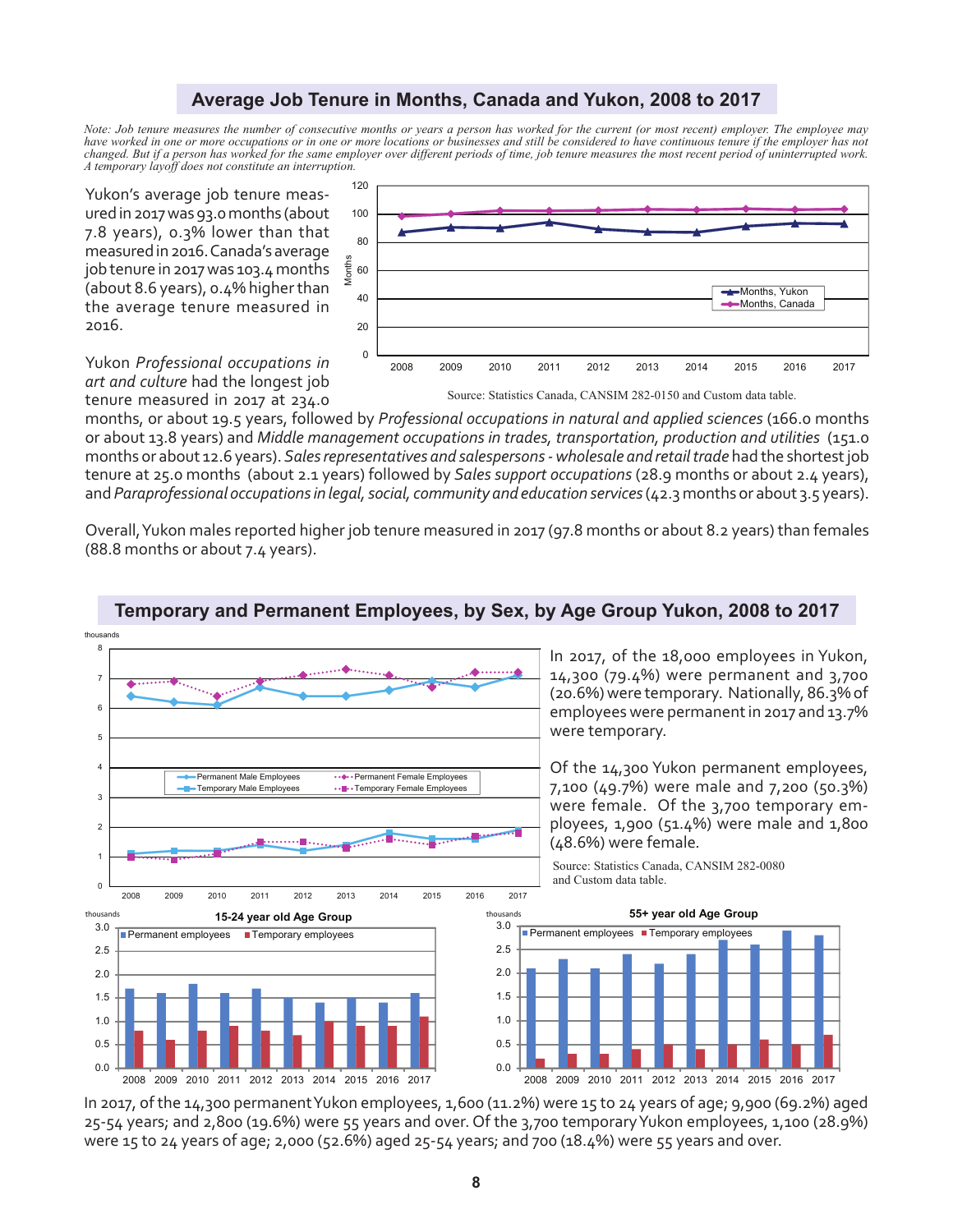## Average Job Tenure in Months, Canada and Yukon, 2008 to 2017

*Note: Job tenure measures the number of consecutive months or years a person has worked for the current (or most recent) employer. The employee may have worked in one or more occupations or in one or more locations or businesses and still be considered to have continuous tenure if the employer has not changed. But if a person has worked for the same employer over different periods of time, job tenure measures the most recent period of uninterrupted work. A temporary layoff does not constitute an interruption.*

Yukon's average job tenure measured in 2017 was 93.0 months (about 7.8 years), 0.3% lower than that measured in 2016. Canada's average job tenure in 2017 was 103.4 months (about 8.6 years), 0.4% higher than the average tenure measured in 2016.

Source: Statistics Canada, CANSIM 282-0150 and Custom data table.

Yukon *Professional occupations in art and culture* had the longest job tenure measured in 2017 at 234.0 months, or about 19.5 years, followed by *Professional occupations in natural and applied sciences* (166.0 months or about 13.8 years) and *Middle management occupations in trades, transportation, production and utilities* (151.0 months or about 12.6 years). *Sales representatives and salespersons - wholesale and retail trade* had the shortest job tenure at 25.0 months (about 2.1 years) followed by *Sales support occupations* (28.9 months or about 2.4 years), and *Paraprofessional occupations in legal, social, community and education services* (42.3 months or about 3.5 years).

Overall, Yukon males reported higher job tenure measured in 2017 (97.8 months or about 8.2 years) than females (88.8 months or about 7.4 years).

## Temporary and Permanent Employees, by Sex, by Age Group Yukon, 2008 to 2017

In 2017, of the 18,000 employees in Yukon, 14,300 (79.4%) were permanent and 3,700 (20.6%) were temporary. Nationally, 86.3% of employees were permanent in 2017 and 13.7% were temporary.

Of the 14,300 Yukon permanent employees, 7,100 (49.7%) were male and 7,200 (50.3%) were female. Of the 3,700 temporary employees, 1,900 (51.4%) were male and 1,800 (48.6%) were female.

Source: Statistics Canada, CANSIM 282-0080 and Custom data table.

In 2017, of the 14,300 permanent Yukon employees, 1,600 (11.2%) were 15 to 24 years of age; 9,900 (69.2%) aged 25-54 years; and 2,800 (19.6%) were 55 years and over. Of the 3,700 temporary Yukon employees, 1,100 (28.9%) were 15 to 24 years of age; 2,000 (52.6%) aged 25-54 years; and 700 (18.4%) were 55 years and over.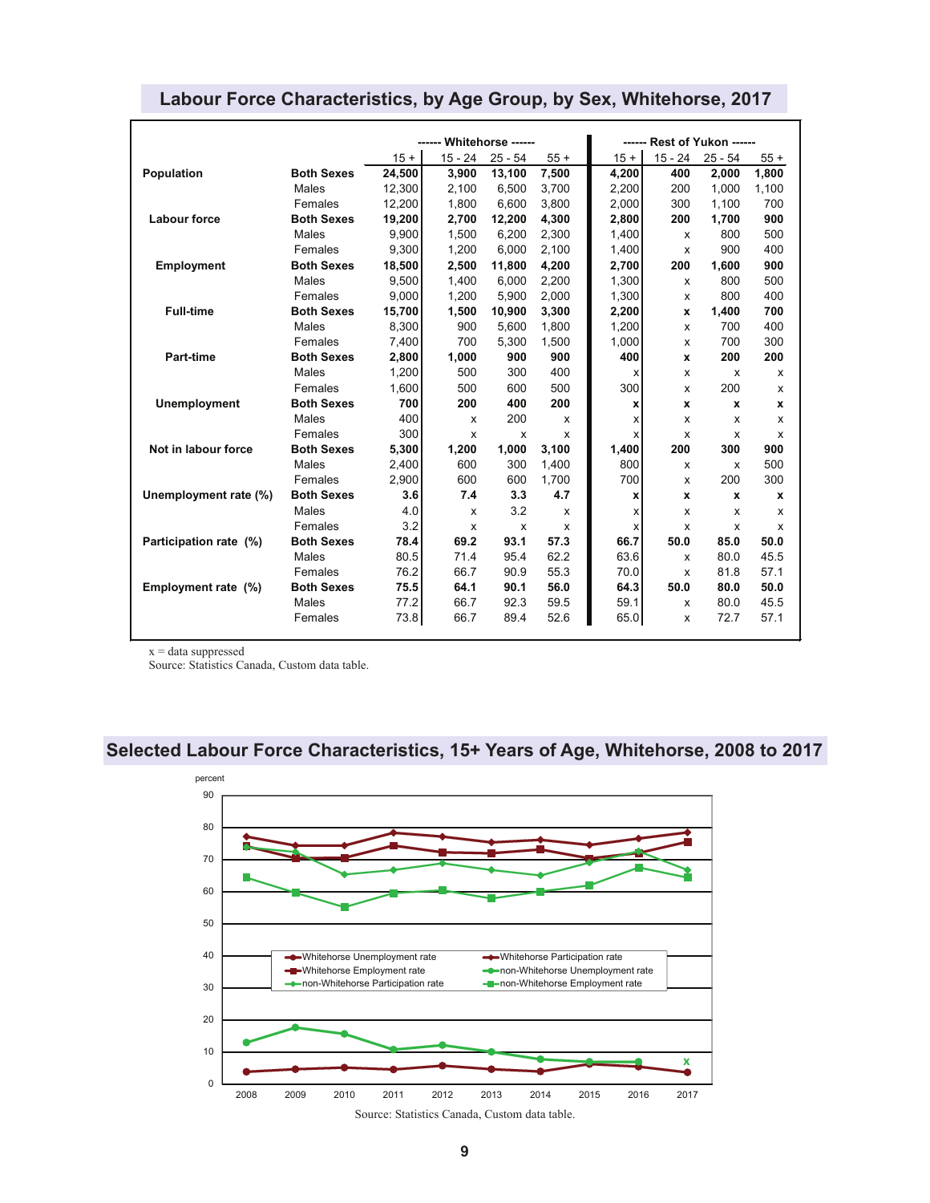## Labour Force Characteristics, by Age Group, by Sex, Whitehorse, 2017

| | | ------ Whitehorse ------ | | | | ------ Rest of Yukon ------ | | | |
|---|---|---|---|---|---|---|---|---|---|
| | | 15 + | 15 - 24 | 25 - 54 | 55 + | 15 + | 15 - 24 | 25 - 54 | 55 + |
| **Population** | **Both Sexes** | **24,500** | **3,900** | **13,100** | **7,500** | **4,200** | **400** | **2,000** | **1,800** |
| | Males | 12,300 | 2,100 | 6,500 | 3,700 | 2,200 | 200 | 1,000 | 1,100 |
| | Females | 12,200 | 1,800 | 6,600 | 3,800 | 2,000 | 300 | 1,100 | 700 |
| **Labour force** | **Both Sexes** | **19,200** | **2,700** | **12,200** | **4,300** | **2,800** | **200** | **1,700** | **900** |
| | Males | 9,900 | 1,500 | 6,200 | 2,300 | 1,400 | x | 800 | 500 |
| | Females | 9,300 | 1,200 | 6,000 | 2,100 | 1,400 | x | 900 | 400 |
| **Employment** | **Both Sexes** | **18,500** | **2,500** | **11,800** | **4,200** | **2,700** | **200** | **1,600** | **900** |
| | Males | 9,500 | 1,400 | 6,000 | 2,200 | 1,300 | x | 800 | 500 |
| | Females | 9,000 | 1,200 | 5,900 | 2,000 | 1,300 | x | 800 | 400 |
| **Full-time** | **Both Sexes** | **15,700** | **1,500** | **10,900** | **3,300** | **2,200** | **x** | **1,400** | **700** |
| | Males | 8,300 | 900 | 5,600 | 1,800 | 1,200 | x | 700 | 400 |
| | Females | 7,400 | 700 | 5,300 | 1,500 | 1,000 | x | 700 | 300 |
| **Part-time** | **Both Sexes** | **2,800** | **1,000** | **900** | **900** | **400** | **x** | **200** | **200** |
| | Males | 1,200 | 500 | 300 | 400 | x | x | x | x |
| | Females | 1,600 | 500 | 600 | 500 | 300 | x | 200 | x |
| **Unemployment** | **Both Sexes** | **700** | **200** | **400** | **200** | **x** | **x** | **x** | **x** |
| | Males | 400 | x | 200 | x | x | x | x | x |
| | Females | 300 | x | x | x | x | x | x | x |
| **Not in labour force** | **Both Sexes** | **5,300** | **1,200** | **1,000** | **3,100** | **1,400** | **200** | **300** | **900** |
| | Males | 2,400 | 600 | 300 | 1,400 | 800 | x | x | 500 |
| | Females | 2,900 | 600 | 600 | 1,700 | 700 | x | 200 | 300 |
| **Unemployment rate (%)** | **Both Sexes** | **3.6** | **7.4** | **3.3** | **4.7** | **x** | **x** | **x** | **x** |
| | Males | 4.0 | x | 3.2 | x | x | x | x | x |
| | Females | 3.2 | x | x | x | x | x | x | x |
| **Participation rate (%)** | **Both Sexes** | **78.4** | **69.2** | **93.1** | **57.3** | **66.7** | **50.0** | **85.0** | **50.0** |
| | Males | 80.5 | 71.4 | 95.4 | 62.2 | 63.6 | x | 80.0 | 45.5 |
| | Females | 76.2 | 66.7 | 90.9 | 55.3 | 70.0 | x | 81.8 | 57.1 |
| **Employment rate (%)** | **Both Sexes** | **75.5** | **64.1** | **90.1** | **56.0** | **64.3** | **50.0** | **80.0** | **50.0** |
| | Males | 77.2 | 66.7 | 92.3 | 59.5 | 59.1 | x | 80.0 | 45.5 |
| | Females | 73.8 | 66.7 | 89.4 | 52.6 | 65.0 | x | 72.7 | 57.1 |

x = data suppressed
Source: Statistics Canada, Custom data table.

## Selected Labour Force Characteristics, 15+ Years of Age, Whitehorse, 2008 to 2017

Legend: Whitehorse Unemployment rate; Whitehorse Participation rate; Whitehorse Employment rate; non-Whitehorse Unemployment rate; non-Whitehorse Participation rate; non-Whitehorse Employment rate

Source: Statistics Canada, Custom data table.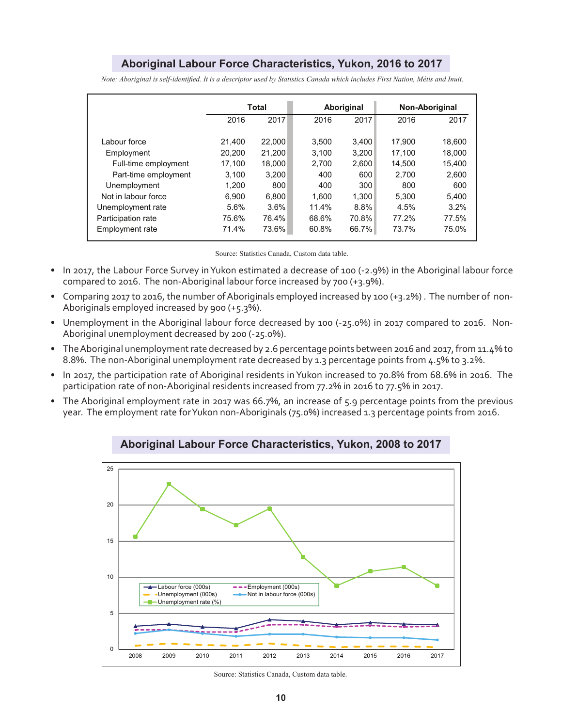## Aboriginal Labour Force Characteristics, Yukon, 2016 to 2017

*Note: Aboriginal is self-identified. It is a descriptor used by Statistics Canada which includes First Nation, Métis and Inuit.*

| | Total | | Aboriginal | | Non-Aboriginal | |
|---|---|---|---|---|---|---|
| | 2016 | 2017 | 2016 | 2017 | 2016 | 2017 |
| Labour force | 21,400 | 22,000 | 3,500 | 3,400 | 17,900 | 18,600 |
| Employment | 20,200 | 21,200 | 3,100 | 3,200 | 17,100 | 18,000 |
| Full-time employment | 17,100 | 18,000 | 2,700 | 2,600 | 14,500 | 15,400 |
| Part-time employment | 3,100 | 3,200 | 400 | 600 | 2,700 | 2,600 |
| Unemployment | 1,200 | 800 | 400 | 300 | 800 | 600 |
| Not in labour force | 6,900 | 6,800 | 1,600 | 1,300 | 5,300 | 5,400 |
| Unemployment rate | 5.6% | 3.6% | 11.4% | 8.8% | 4.5% | 3.2% |
| Participation rate | 75.6% | 76.4% | 68.6% | 70.8% | 77.2% | 77.5% |
| Employment rate | 71.4% | 73.6% | 60.8% | 66.7% | 73.7% | 75.0% |

Source: Statistics Canada, Custom data table.

- In 2017, the Labour Force Survey in Yukon estimated a decrease of 100 (-2.9%) in the Aboriginal labour force compared to 2016. The non-Aboriginal labour force increased by 700 (+3.9%).
- Comparing 2017 to 2016, the number of Aboriginals employed increased by 100 (+3.2%) . The number of non-Aboriginals employed increased by 900 (+5.3%).
- Unemployment in the Aboriginal labour force decreased by 100 (-25.0%) in 2017 compared to 2016. Non-Aboriginal unemployment decreased by 200 (-25.0%).
- The Aboriginal unemployment rate decreased by 2.6 percentage points between 2016 and 2017, from 11.4% to 8.8%. The non-Aboriginal unemployment rate decreased by 1.3 percentage points from 4.5% to 3.2%.
- In 2017, the participation rate of Aboriginal residents in Yukon increased to 70.8% from 68.6% in 2016. The participation rate of non-Aboriginal residents increased from 77.2% in 2016 to 77.5% in 2017.
- The Aboriginal employment rate in 2017 was 66.7%, an increase of 5.9 percentage points from the previous year. The employment rate for Yukon non-Aboriginals (75.0%) increased 1.3 percentage points from 2016.

## Aboriginal Labour Force Characteristics, Yukon, 2008 to 2017

Source: Statistics Canada, Custom data table.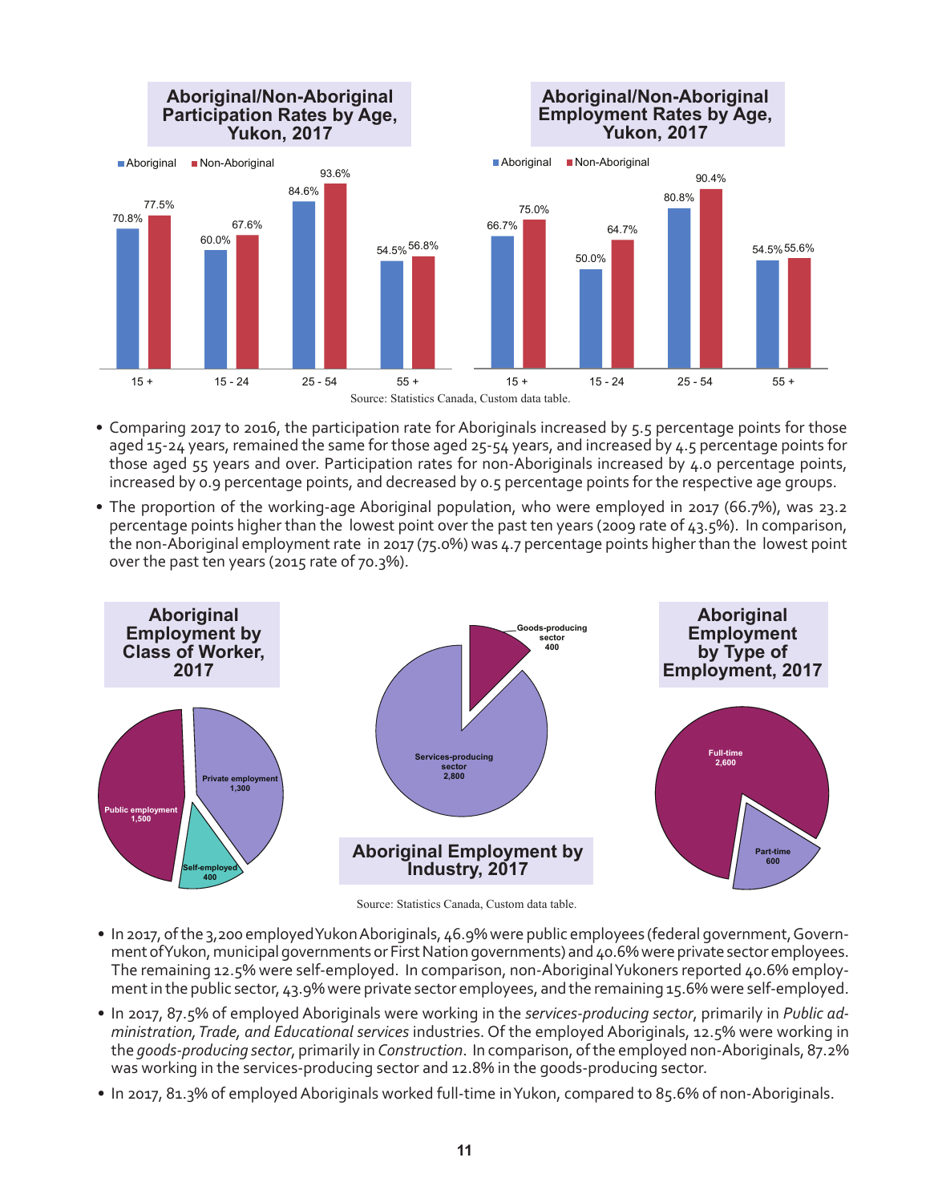## Aboriginal/Non-Aboriginal Participation Rates by Age, Yukon, 2017

| Age | Aboriginal | Non-Aboriginal |
|---|---|---|
| 15 + | 70.8% | 77.5% |
| 15 - 24 | 60.0% | 67.6% |
| 25 - 54 | 84.6% | 93.6% |
| 55 + | 54.5% | 56.8% |

## Aboriginal/Non-Aboriginal Employment Rates by Age, Yukon, 2017

| Age | Aboriginal | Non-Aboriginal |
|---|---|---|
| 15 + | 66.7% | 75.0% |
| 15 - 24 | 50.0% | 64.7% |
| 25 - 54 | 80.8% | 90.4% |
| 55 + | 54.5% | 55.6% |

Source: Statistics Canada, Custom data table.

- Comparing 2017 to 2016, the participation rate for Aboriginals increased by 5.5 percentage points for those aged 15-24 years, remained the same for those aged 25-54 years, and increased by 4.5 percentage points for those aged 55 years and over. Participation rates for non-Aboriginals increased by 4.0 percentage points, increased by 0.9 percentage points, and decreased by 0.5 percentage points for the respective age groups.
- The proportion of the working-age Aboriginal population, who were employed in 2017 (66.7%), was 23.2 percentage points higher than the lowest point over the past ten years (2009 rate of 43.5%). In comparison, the non-Aboriginal employment rate in 2017 (75.0%) was 4.7 percentage points higher than the lowest point over the past ten years (2015 rate of 70.3%).

## Aboriginal Employment by Class of Worker, 2017

| Class of Worker | Number |
|---|---|
| Public employment | 1,500 |
| Private employment | 1,300 |
| Self-employed | 400 |

## Aboriginal Employment by Industry, 2017

| Industry | Number |
|---|---|
| Services-producing sector | 2,800 |
| Goods-producing sector | 400 |

## Aboriginal Employment by Type of Employment, 2017

| Type of Employment | Number |
|---|---|
| Full-time | 2,600 |
| Part-time | 600 |

Source: Statistics Canada, Custom data table.

- In 2017, of the 3,200 employed Yukon Aboriginals, 46.9% were public employees (federal government, Government of Yukon, municipal governments or First Nation governments) and 40.6% were private sector employees. The remaining 12.5% were self-employed. In comparison, non-Aboriginal Yukoners reported 40.6% employment in the public sector, 43.9% were private sector employees, and the remaining 15.6% were self-employed.
- In 2017, 87.5% of employed Aboriginals were working in the *services-producing sector*, primarily in *Public administration, Trade, and Educational services* industries. Of the employed Aboriginals, 12.5% were working in the *goods-producing sector*, primarily in *Construction*. In comparison, of the employed non-Aboriginals, 87.2% was working in the services-producing sector and 12.8% in the goods-producing sector.
- In 2017, 81.3% of employed Aboriginals worked full-time in Yukon, compared to 85.6% of non-Aboriginals.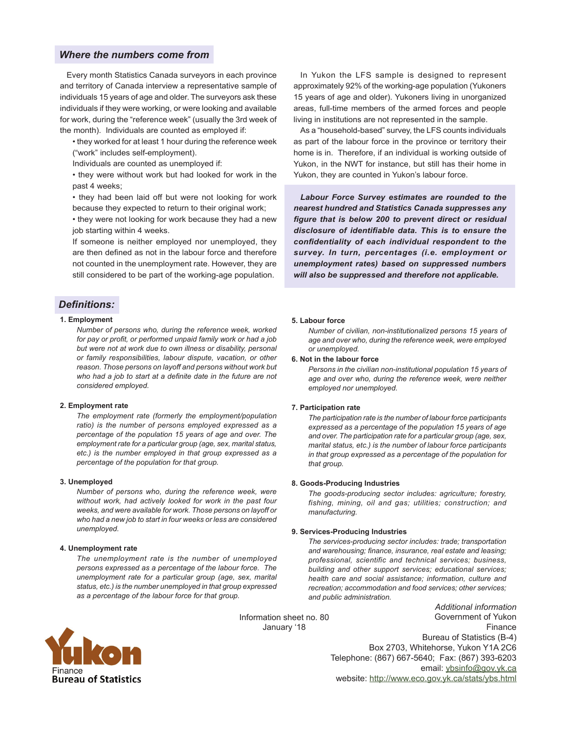## Where the numbers come from

Every month Statistics Canada surveyors in each province and territory of Canada interview a representative sample of individuals 15 years of age and older. The surveyors ask these individuals if they were working, or were looking and available for work, during the "reference week" (usually the 3rd week of the month). Individuals are counted as employed if:

- they worked for at least 1 hour during the reference week ("work" includes self-employment).

Individuals are counted as unemployed if:

- they were without work but had looked for work in the past 4 weeks;
- they had been laid off but were not looking for work because they expected to return to their original work;
- they were not looking for work because they had a new job starting within 4 weeks.

If someone is neither employed nor unemployed, they are then defined as not in the labour force and therefore not counted in the unemployment rate. However, they are still considered to be part of the working-age population.

In Yukon the LFS sample is designed to represent approximately 92% of the working-age population (Yukoners 15 years of age and older). Yukoners living in unorganized areas, full-time members of the armed forces and people living in institutions are not represented in the sample.

As a "household-based" survey, the LFS counts individuals as part of the labour force in the province or territory their home is in. Therefore, if an individual is working outside of Yukon, in the NWT for instance, but still has their home in Yukon, they are counted in Yukon's labour force.

***Labour Force Survey estimates are rounded to the nearest hundred and Statistics Canada suppresses any figure that is below 200 to prevent direct or residual disclosure of identifiable data. This is to ensure the confidentiality of each individual respondent to the survey. In turn, percentages (i.e. employment or unemployment rates) based on suppressed numbers will also be suppressed and therefore not applicable.***

## Definitions:

**1. Employment**

*Number of persons who, during the reference week, worked for pay or profit, or performed unpaid family work or had a job but were not at work due to own illness or disability, personal or family responsibilities, labour dispute, vacation, or other reason. Those persons on layoff and persons without work but who had a job to start at a definite date in the future are not considered employed.*

**2. Employment rate**

*The employment rate (formerly the employment/population ratio) is the number of persons employed expressed as a percentage of the population 15 years of age and over. The employment rate for a particular group (age, sex, marital status, etc.) is the number employed in that group expressed as a percentage of the population for that group.*

**3. Unemployed**

*Number of persons who, during the reference week, were without work, had actively looked for work in the past four weeks, and were available for work. Those persons on layoff or who had a new job to start in four weeks or less are considered unemployed.*

**4. Unemployment rate**

*The unemployment rate is the number of unemployed persons expressed as a percentage of the labour force. The unemployment rate for a particular group (age, sex, marital status, etc.) is the number unemployed in that group expressed as a percentage of the labour force for that group.*

**5. Labour force**

*Number of civilian, non-institutionalized persons 15 years of age and over who, during the reference week, were employed or unemployed.*

**6. Not in the labour force**

*Persons in the civilian non-institutional population 15 years of age and over who, during the reference week, were neither employed nor unemployed.*

**7. Participation rate**

*The participation rate is the number of labour force participants expressed as a percentage of the population 15 years of age and over. The participation rate for a particular group (age, sex, marital status, etc.) is the number of labour force participants in that group expressed as a percentage of the population for that group.*

**8. Goods-Producing Industries**

*The goods-producing sector includes: agriculture; forestry, fishing, mining, oil and gas; utilities; construction; and manufacturing.*

**9. Services-Producing Industries**

*The services-producing sector includes: trade; transportation and warehousing; finance, insurance, real estate and leasing; professional, scientific and technical services; business, building and other support services; educational services; health care and social assistance; information, culture and recreation; accommodation and food services; other services; and public administration.*

Information sheet no. 80
January '18

*Additional information*
Government of Yukon
Finance
Bureau of Statistics (B-4)
Box 2703, Whitehorse, Yukon Y1A 2C6
Telephone: (867) 667-5640; Fax: (867) 393-6203
email: ybsinfo@gov.yk.ca
website: http://www.eco.gov.yk.ca/stats/ybs.html

Yukon
Finance
Bureau of Statistics